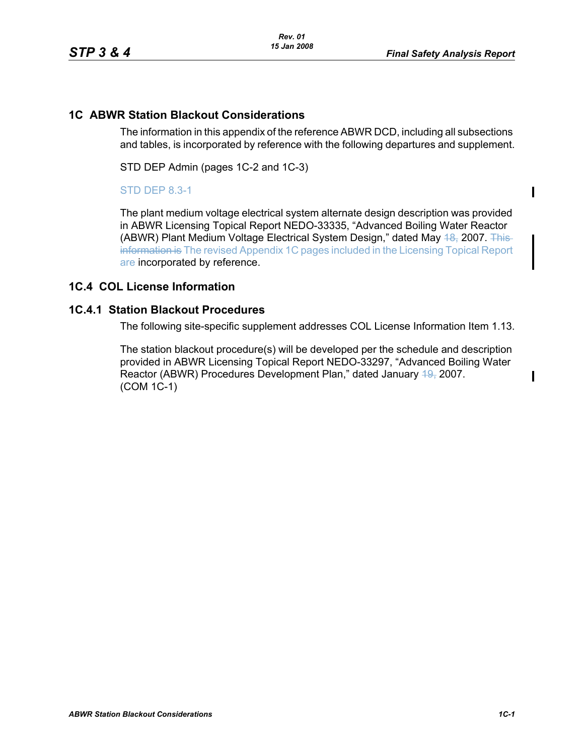## 1C ABWR Station Blackout Considerations

The information in this appendix of the reference ABWR DCD, including all subsections and tables, is incorporated by reference with the following departures and supplement.

STD DEP Admin (pages 1C-2 and 1C-3)

STD DEP 8.3-1

The plant medium voltage electrical system alternate design description was provided in ABWR Licensing Topical Report NEDO-33335, "Advanced Boiling Water Reactor (ABWR) Plant Medium Voltage Electrical System Design," dated May ~~18,~~ 2007. ~~This information is~~ The revised Appendix 1C pages included in the Licensing Topical Report are incorporated by reference.

## 1C.4 COL License Information

### 1C.4.1 Station Blackout Procedures

The following site-specific supplement addresses COL License Information Item 1.13.

The station blackout procedure(s) will be developed per the schedule and description provided in ABWR Licensing Topical Report NEDO-33297, "Advanced Boiling Water Reactor (ABWR) Procedures Development Plan," dated January ~~19,~~ 2007. (COM 1C-1)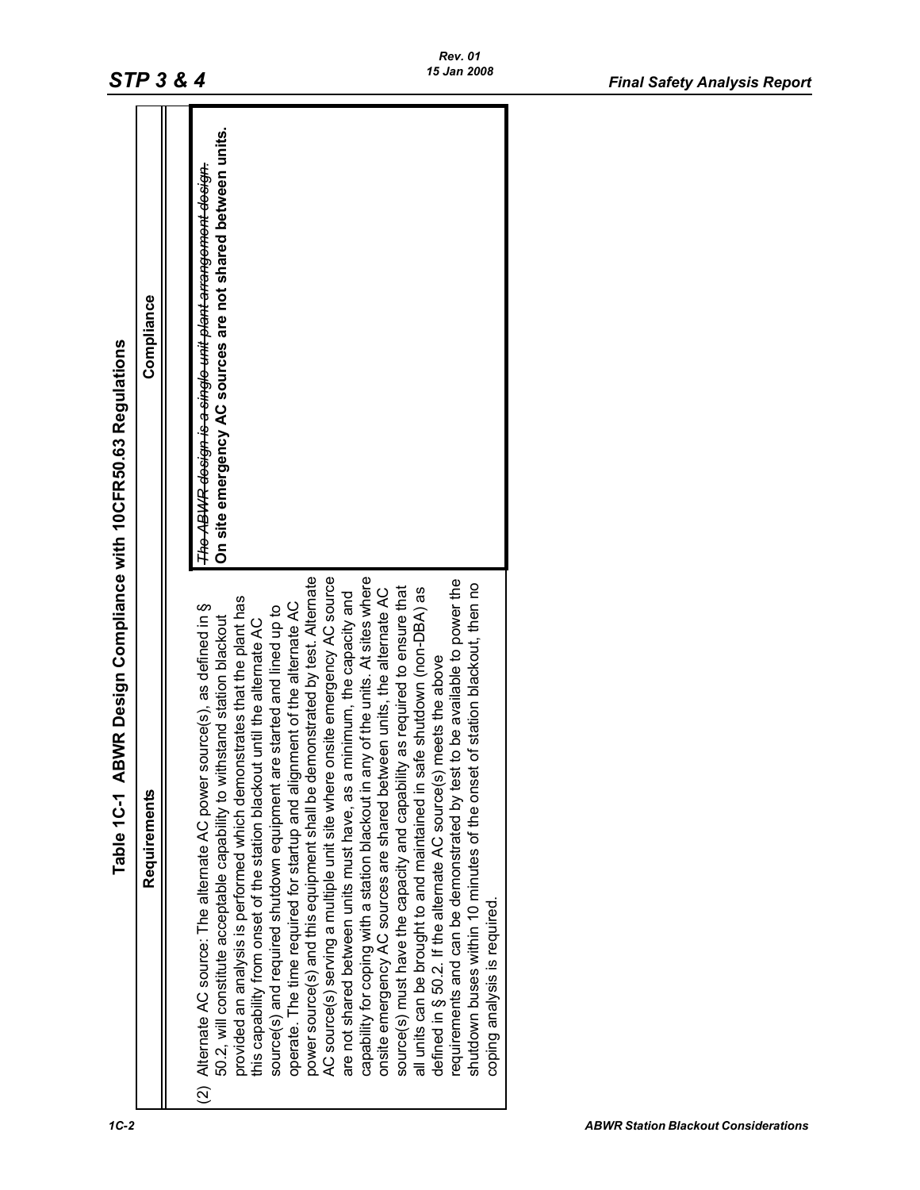# Table 1C-1 ABWR Design Compliance with 10CFR50.63 Regulations

| Requirements | Compliance |
|---|---|
| (2) Alternate AC source: The alternate AC power source(s), as defined in § 50.2, will constitute acceptable capability to withstand station blackout provided an analysis is performed which demonstrates that the plant has this capability from onset of the station blackout until the alternate AC source(s) and required shutdown equipment are started and lined up to operate. The time required for startup and alignment of the alternate AC power source(s) and this equipment shall be demonstrated by test. Alternate AC source(s) serving a multiple unit site where onsite emergency AC source are not shared between units must have, as a minimum, the capacity and capability for coping with a station blackout in any of the units. At sites where onsite emergency AC sources are shared between units, the alternate AC source(s) must have the capacity and capability as required to ensure that all units can be brought to and maintained in safe shutdown (non-DBA) as defined in § 50.2. If the alternate AC source(s) meets the above requirements and can be demonstrated by test to be available to power the shutdown buses within 10 minutes of the onset of station blackout, then no coping analysis is required. | ~~The ABWR design is a single unit plant arrangement design.~~ **On site emergency AC sources are not shared between units.** |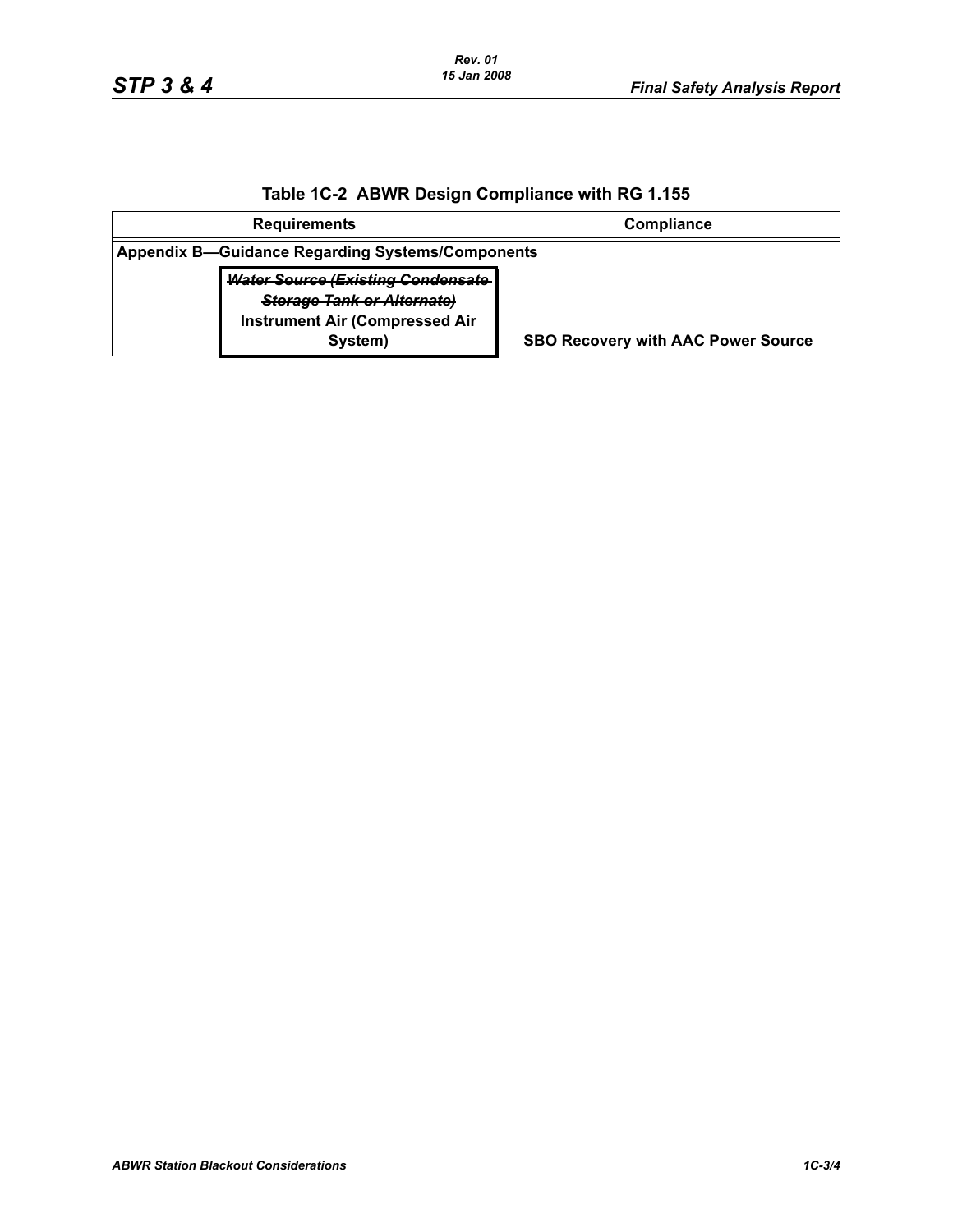## Table 1C-2 ABWR Design Compliance with RG 1.155

| Requirements | | Compliance |
|---|---|---|
| **Appendix B—Guidance Regarding Systems/Components** | | |
| | ~~*Water Source (Existing Condensate Storage Tank or Alternate)*~~ | |
| | **Instrument Air (Compressed Air System)** | **SBO Recovery with AAC Power Source** |